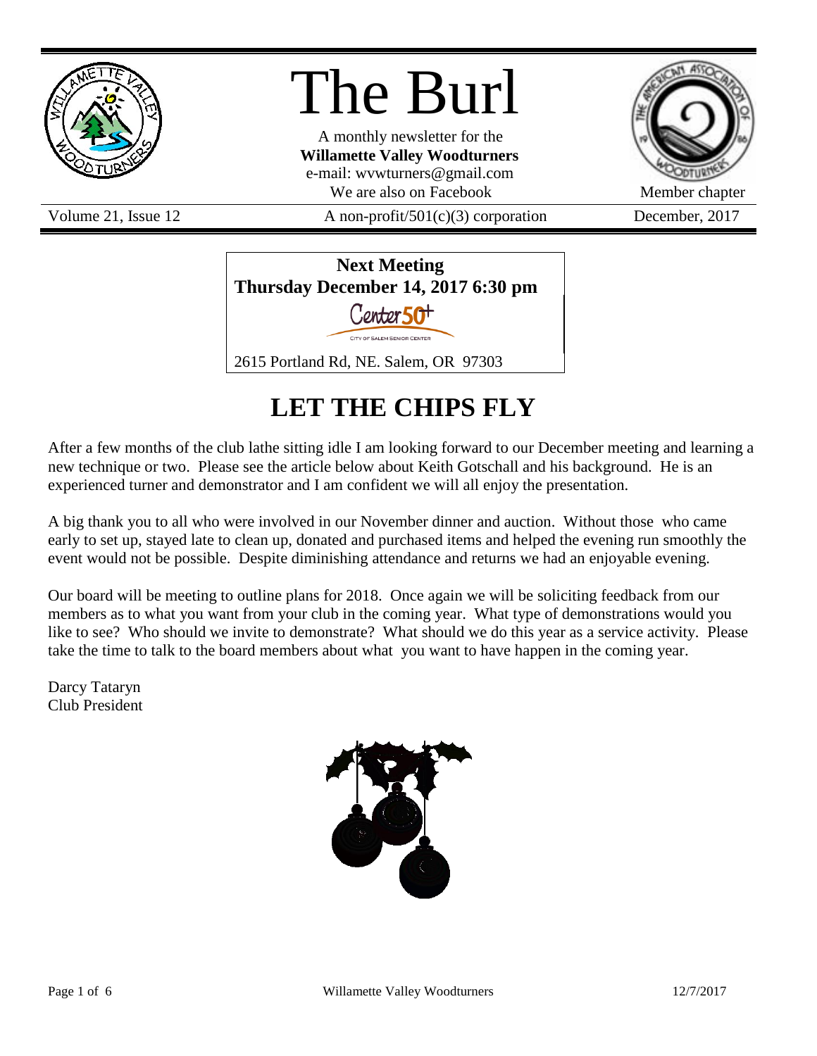# The Burl

A monthly newsletter for the
**Willamette Valley Woodturners**
e-mail: wvwturners@gmail.com
We are also on Facebook

Member chapter

Volume 21, Issue 12 | A non-profit/501(c)(3) corporation | December, 2017

**Next Meeting**
**Thursday December 14, 2017 6:30 pm**

Center 50+
CITY OF SALEM SENIOR CENTER

2615 Portland Rd, NE. Salem, OR 97303

## LET THE CHIPS FLY

After a few months of the club lathe sitting idle I am looking forward to our December meeting and learning a new technique or two. Please see the article below about Keith Gotschall and his background. He is an experienced turner and demonstrator and I am confident we will all enjoy the presentation.

A big thank you to all who were involved in our November dinner and auction. Without those who came early to set up, stayed late to clean up, donated and purchased items and helped the evening run smoothly the event would not be possible. Despite diminishing attendance and returns we had an enjoyable evening.

Our board will be meeting to outline plans for 2018. Once again we will be soliciting feedback from our members as to what you want from your club in the coming year. What type of demonstrations would you like to see? Who should we invite to demonstrate? What should we do this year as a service activity. Please take the time to talk to the board members about what you want to have happen in the coming year.

Darcy Tataryn
Club President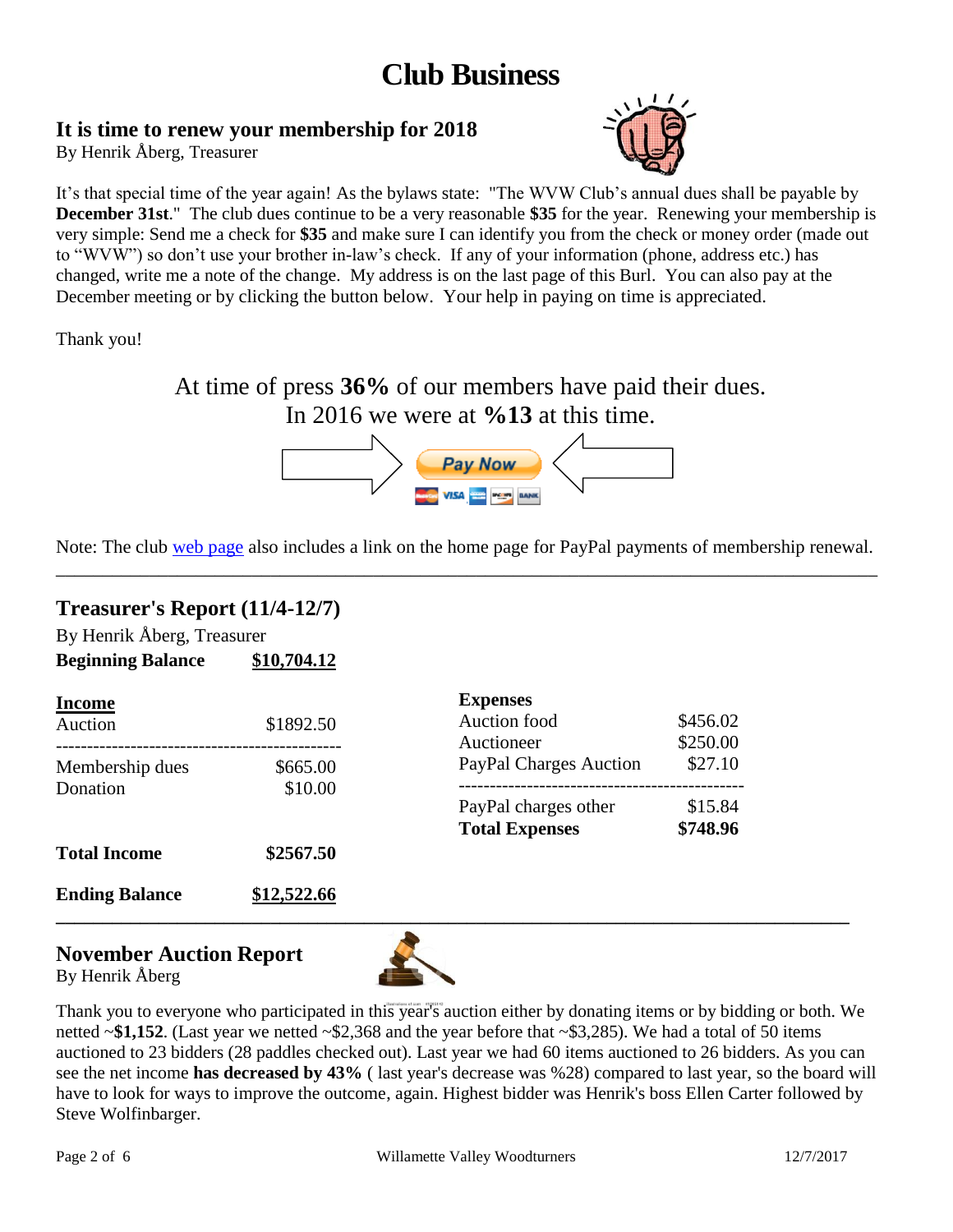# Club Business

## It is time to renew your membership for 2018

By Henrik Åberg, Treasurer

It's that special time of the year again! As the bylaws state: "The WVW Club's annual dues shall be payable by **December 31st**." The club dues continue to be a very reasonable **$35** for the year. Renewing your membership is very simple: Send me a check for **$35** and make sure I can identify you from the check or money order (made out to "WVW") so don't use your brother in-law's check. If any of your information (phone, address etc.) has changed, write me a note of the change. My address is on the last page of this Burl. You can also pay at the December meeting or by clicking the button below. Your help in paying on time is appreciated.

Thank you!

At time of press **36%** of our members have paid their dues.
In 2016 we were at **%13** at this time.

Pay Now

Note: The club [web page] also includes a link on the home page for PayPal payments of membership renewal.

---

## Treasurer's Report (11/4-12/7)

By Henrik Åberg, Treasurer

**Beginning Balance** **$10,704.12**

| **Income** | |
|---|---|
| Auction | $1892.50 |
| Membership dues | $665.00 |
| Donation | $10.00 |
| **Total Income** | **$2567.50** |

| **Expenses** | |
|---|---|
| Auction food | $456.02 |
| Auctioneer | $250.00 |
| PayPal Charges Auction | $27.10 |
| PayPal charges other | $15.84 |
| **Total Expenses** | **$748.96** |

**Ending Balance** **$12,522.66**

---

## November Auction Report

By Henrik Åberg

Thank you to everyone who participated in this year's auction either by donating items or by bidding or both. We netted ~**$1,152**. (Last year we netted ~$2,368 and the year before that ~$3,285). We had a total of 50 items auctioned to 23 bidders (28 paddles checked out). Last year we had 60 items auctioned to 26 bidders. As you can see the net income **has decreased by 43%** ( last year's decrease was %28) compared to last year, so the board will have to look for ways to improve the outcome, again. Highest bidder was Henrik's boss Ellen Carter followed by Steve Wolfinbarger.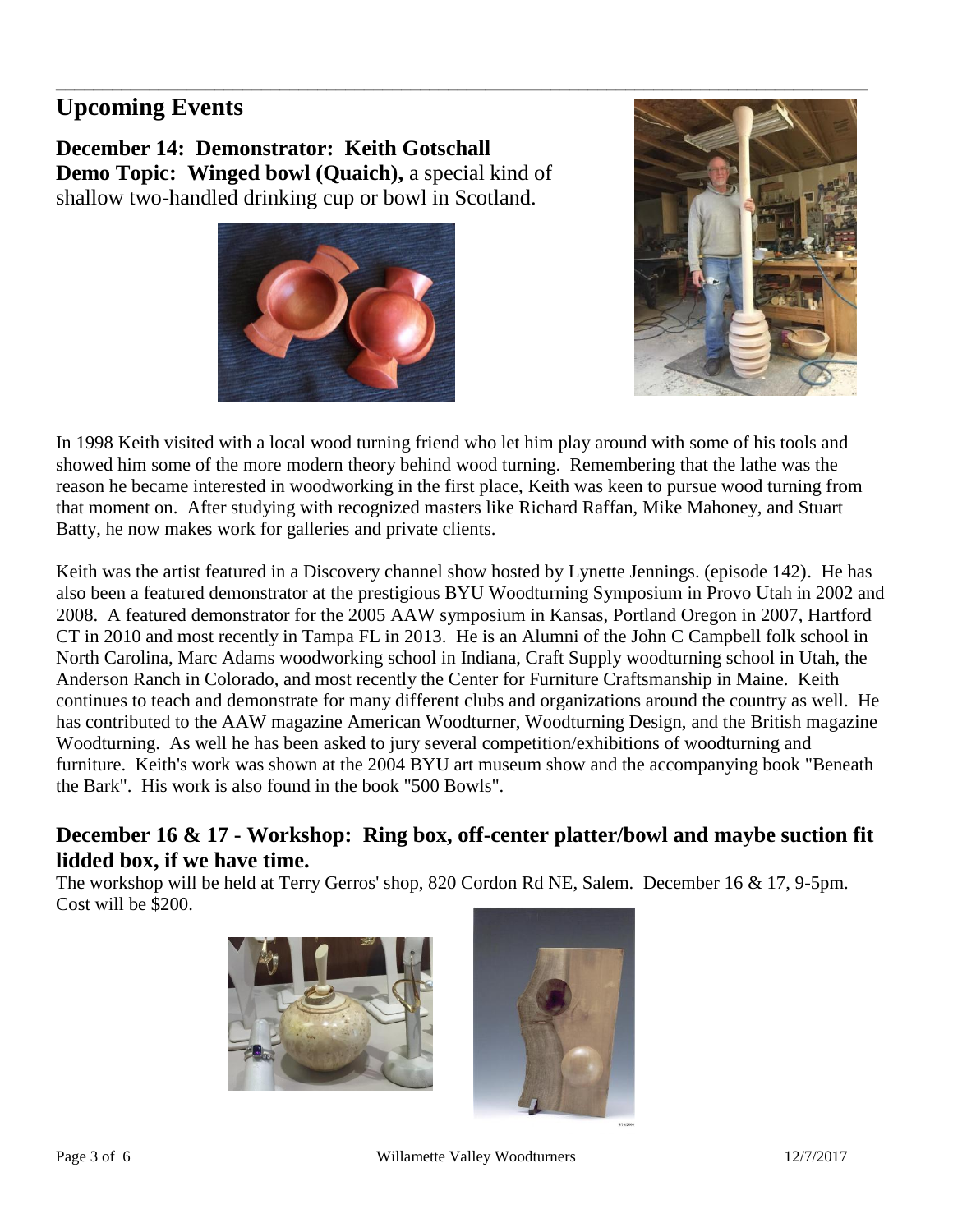## Upcoming Events

**December 14: Demonstrator: Keith Gotschall**
**Demo Topic: Winged bowl (Quaich),** a special kind of shallow two-handled drinking cup or bowl in Scotland.

In 1998 Keith visited with a local wood turning friend who let him play around with some of his tools and showed him some of the more modern theory behind wood turning. Remembering that the lathe was the reason he became interested in woodworking in the first place, Keith was keen to pursue wood turning from that moment on. After studying with recognized masters like Richard Raffan, Mike Mahoney, and Stuart Batty, he now makes work for galleries and private clients.

Keith was the artist featured in a Discovery channel show hosted by Lynette Jennings. (episode 142). He has also been a featured demonstrator at the prestigious BYU Woodturning Symposium in Provo Utah in 2002 and 2008. A featured demonstrator for the 2005 AAW symposium in Kansas, Portland Oregon in 2007, Hartford CT in 2010 and most recently in Tampa FL in 2013. He is an Alumni of the John C Campbell folk school in North Carolina, Marc Adams woodworking school in Indiana, Craft Supply woodturning school in Utah, the Anderson Ranch in Colorado, and most recently the Center for Furniture Craftsmanship in Maine. Keith continues to teach and demonstrate for many different clubs and organizations around the country as well. He has contributed to the AAW magazine American Woodturner, Woodturning Design, and the British magazine Woodturning. As well he has been asked to jury several competition/exhibitions of woodturning and furniture. Keith's work was shown at the 2004 BYU art museum show and the accompanying book "Beneath the Bark". His work is also found in the book "500 Bowls".

### December 16 & 17 - Workshop: Ring box, off-center platter/bowl and maybe suction fit lidded box, if we have time.

The workshop will be held at Terry Gerros' shop, 820 Cordon Rd NE, Salem. December 16 & 17, 9-5pm. Cost will be $200.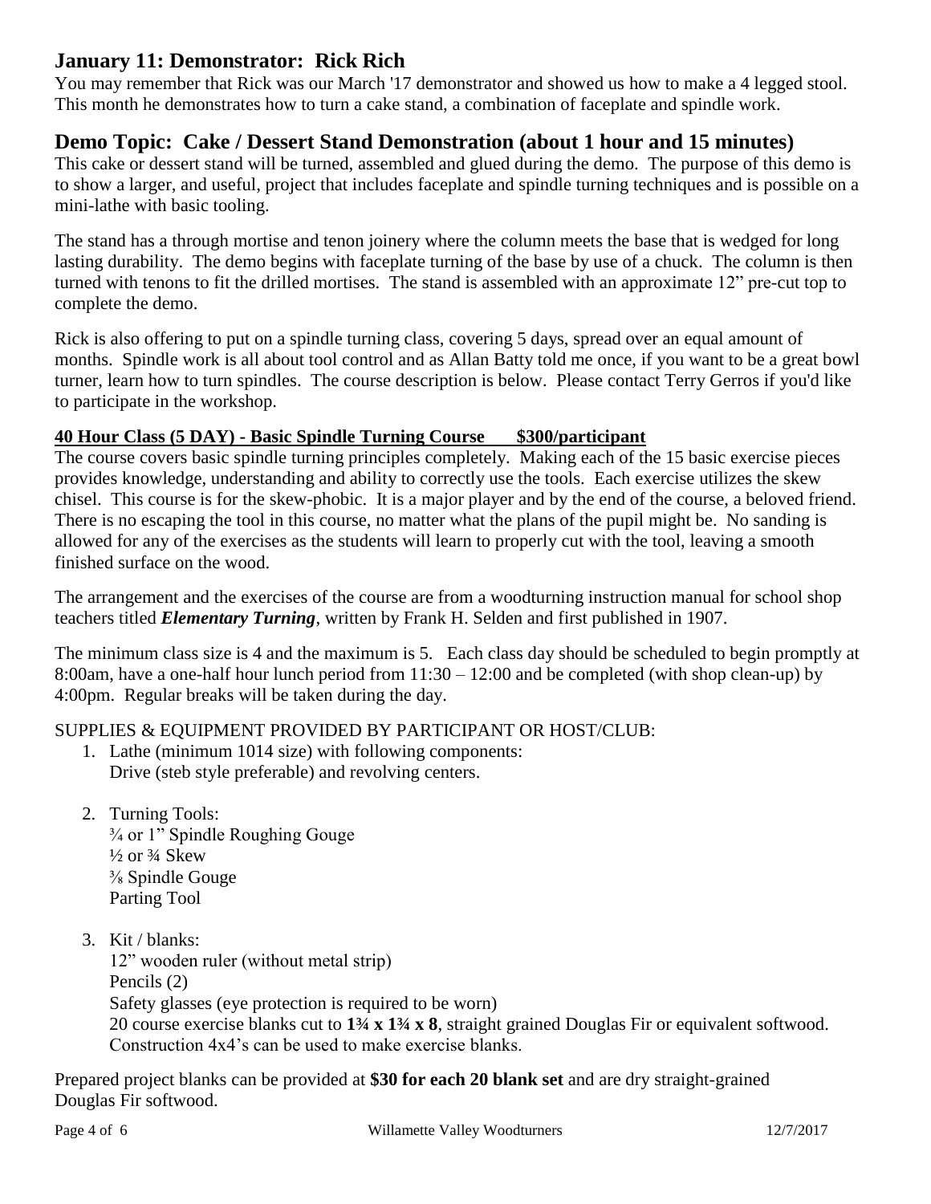## January 11: Demonstrator: Rick Rich

You may remember that Rick was our March '17 demonstrator and showed us how to make a 4 legged stool. This month he demonstrates how to turn a cake stand, a combination of faceplate and spindle work.

## Demo Topic: Cake / Dessert Stand Demonstration (about 1 hour and 15 minutes)

This cake or dessert stand will be turned, assembled and glued during the demo. The purpose of this demo is to show a larger, and useful, project that includes faceplate and spindle turning techniques and is possible on a mini-lathe with basic tooling.

The stand has a through mortise and tenon joinery where the column meets the base that is wedged for long lasting durability. The demo begins with faceplate turning of the base by use of a chuck. The column is then turned with tenons to fit the drilled mortises. The stand is assembled with an approximate 12" pre-cut top to complete the demo.

Rick is also offering to put on a spindle turning class, covering 5 days, spread over an equal amount of months. Spindle work is all about tool control and as Allan Batty told me once, if you want to be a great bowl turner, learn how to turn spindles. The course description is below. Please contact Terry Gerros if you'd like to participate in the workshop.

**40 Hour Class (5 DAY) - Basic Spindle Turning Course $300/participant**

The course covers basic spindle turning principles completely. Making each of the 15 basic exercise pieces provides knowledge, understanding and ability to correctly use the tools. Each exercise utilizes the skew chisel. This course is for the skew-phobic. It is a major player and by the end of the course, a beloved friend. There is no escaping the tool in this course, no matter what the plans of the pupil might be. No sanding is allowed for any of the exercises as the students will learn to properly cut with the tool, leaving a smooth finished surface on the wood.

The arrangement and the exercises of the course are from a woodturning instruction manual for school shop teachers titled ***Elementary Turning***, written by Frank H. Selden and first published in 1907.

The minimum class size is 4 and the maximum is 5. Each class day should be scheduled to begin promptly at 8:00am, have a one-half hour lunch period from 11:30 – 12:00 and be completed (with shop clean-up) by 4:00pm. Regular breaks will be taken during the day.

SUPPLIES & EQUIPMENT PROVIDED BY PARTICIPANT OR HOST/CLUB:

1. Lathe (minimum 1014 size) with following components:
   Drive (steb style preferable) and revolving centers.

2. Turning Tools:
   ¾ or 1" Spindle Roughing Gouge
   ½ or ¾ Skew
   ⅜ Spindle Gouge
   Parting Tool

3. Kit / blanks:
   12" wooden ruler (without metal strip)
   Pencils (2)
   Safety glasses (eye protection is required to be worn)
   20 course exercise blanks cut to **1¾ x 1¾ x 8**, straight grained Douglas Fir or equivalent softwood. Construction 4x4's can be used to make exercise blanks.

Prepared project blanks can be provided at **$30 for each 20 blank set** and are dry straight-grained Douglas Fir softwood.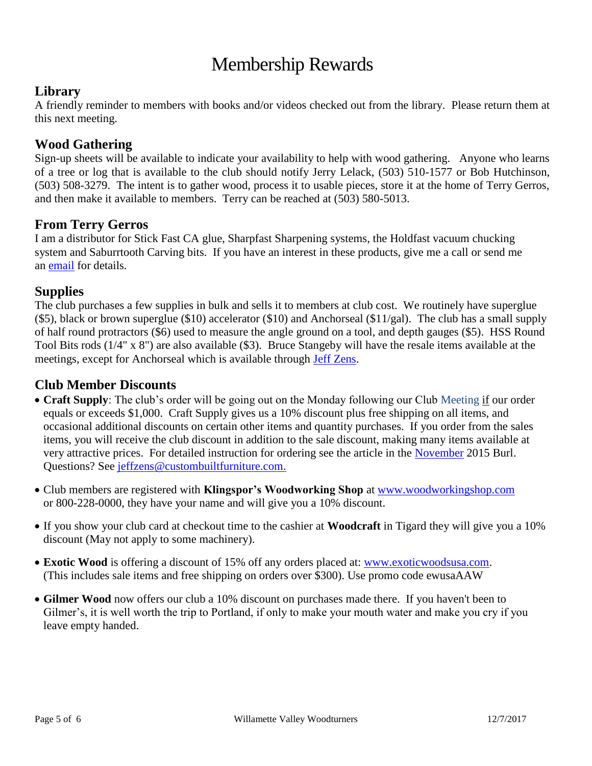# Membership Rewards

## Library

A friendly reminder to members with books and/or videos checked out from the library. Please return them at this next meeting.

## Wood Gathering

Sign-up sheets will be available to indicate your availability to help with wood gathering. Anyone who learns of a tree or log that is available to the club should notify Jerry Lelack, (503) 510-1577 or Bob Hutchinson, (503) 508-3279. The intent is to gather wood, process it to usable pieces, store it at the home of Terry Gerros, and then make it available to members. Terry can be reached at (503) 580-5013.

## From Terry Gerros

I am a distributor for Stick Fast CA glue, Sharpfast Sharpening systems, the Holdfast vacuum chucking system and Saburrtooth Carving bits. If you have an interest in these products, give me a call or send me an email for details.

## Supplies

The club purchases a few supplies in bulk and sells it to members at club cost. We routinely have superglue ($5), black or brown superglue ($10) accelerator ($10) and Anchorseal ($11/gal). The club has a small supply of half round protractors ($6) used to measure the angle ground on a tool, and depth gauges ($5). HSS Round Tool Bits rods (1/4" x 8") are also available ($3). Bruce Stangeby will have the resale items available at the meetings, except for Anchorseal which is available through Jeff Zens.

## Club Member Discounts

- **Craft Supply**: The club's order will be going out on the Monday following our Club Meeting if our order equals or exceeds $1,000. Craft Supply gives us a 10% discount plus free shipping on all items, and occasional additional discounts on certain other items and quantity purchases. If you order from the sales items, you will receive the club discount in addition to the sale discount, making many items available at very attractive prices. For detailed instruction for ordering see the article in the November 2015 Burl. Questions? See jeffzens@custombuiltfurniture.com.
- Club members are registered with **Klingspor's Woodworking Shop** at www.woodworkingshop.com or 800-228-0000, they have your name and will give you a 10% discount.
- If you show your club card at checkout time to the cashier at **Woodcraft** in Tigard they will give you a 10% discount (May not apply to some machinery).
- **Exotic Wood** is offering a discount of 15% off any orders placed at: www.exoticwoodsusa.com. (This includes sale items and free shipping on orders over $300). Use promo code ewusaAAW
- **Gilmer Wood** now offers our club a 10% discount on purchases made there. If you haven't been to Gilmer's, it is well worth the trip to Portland, if only to make your mouth water and make you cry if you leave empty handed.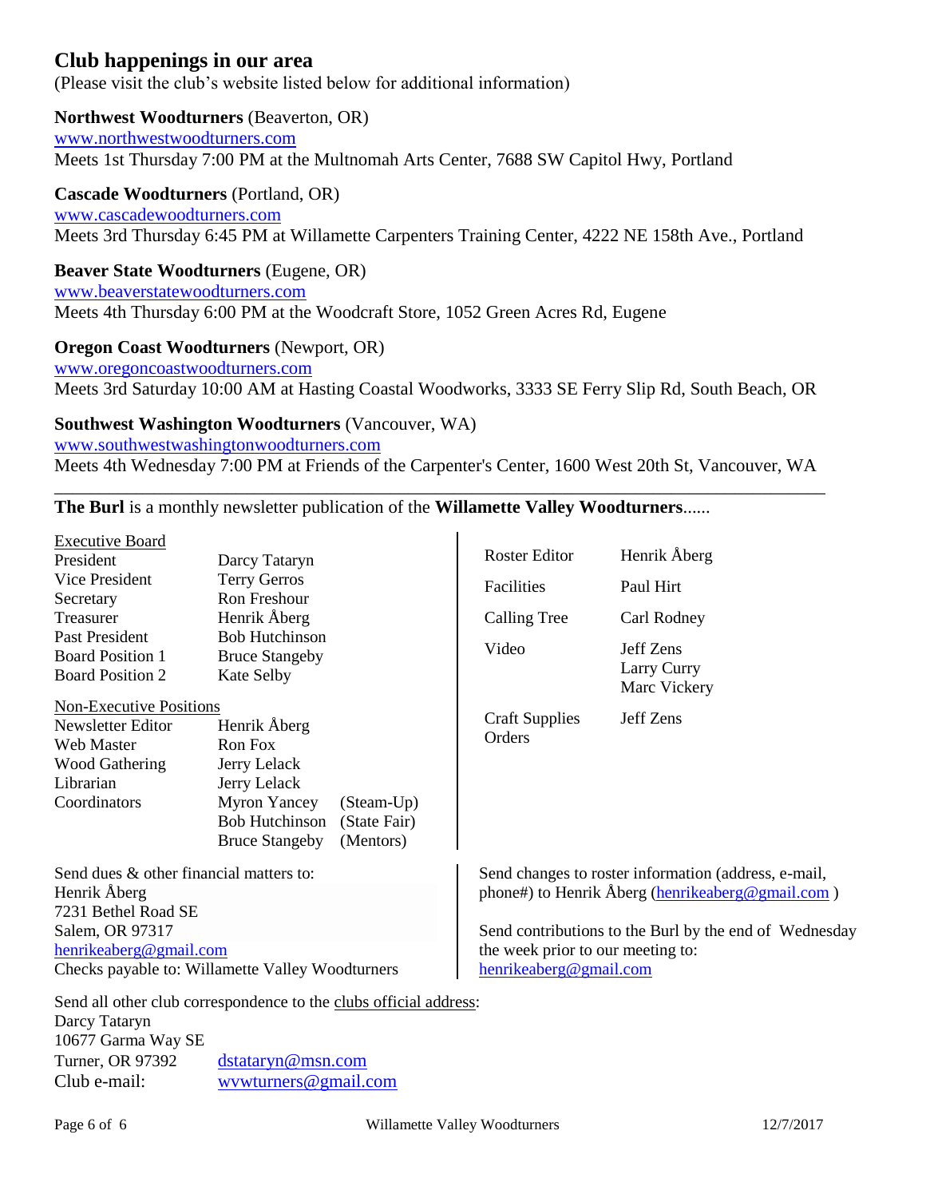## Club happenings in our area

(Please visit the club's website listed below for additional information)

**Northwest Woodturners** (Beaverton, OR)
www.northwestwoodturners.com
Meets 1st Thursday 7:00 PM at the Multnomah Arts Center, 7688 SW Capitol Hwy, Portland

**Cascade Woodturners** (Portland, OR)
www.cascadewoodturners.com
Meets 3rd Thursday 6:45 PM at Willamette Carpenters Training Center, 4222 NE 158th Ave., Portland

**Beaver State Woodturners** (Eugene, OR)
www.beaverstatewoodturners.com
Meets 4th Thursday 6:00 PM at the Woodcraft Store, 1052 Green Acres Rd, Eugene

**Oregon Coast Woodturners** (Newport, OR)
www.oregoncoastwoodturners.com
Meets 3rd Saturday 10:00 AM at Hasting Coastal Woodworks, 3333 SE Ferry Slip Rd, South Beach, OR

**Southwest Washington Woodturners** (Vancouver, WA)
www.southwestwashingtonwoodturners.com
Meets 4th Wednesday 7:00 PM at Friends of the Carpenter's Center, 1600 West 20th St, Vancouver, WA

---

**The Burl** is a monthly newsletter publication of the **Willamette Valley Woodturners**......

Executive Board

| | |
|---|---|
| President | Darcy Tataryn |
| Vice President | Terry Gerros |
| Secretary | Ron Freshour |
| Treasurer | Henrik Åberg |
| Past President | Bob Hutchinson |
| Board Position 1 | Bruce Stangeby |
| Board Position 2 | Kate Selby |

Non-Executive Positions

| | | |
|---|---|---|
| Newsletter Editor | Henrik Åberg | |
| Web Master | Ron Fox | |
| Wood Gathering | Jerry Lelack | |
| Librarian | Jerry Lelack | |
| Coordinators | Myron Yancey | (Steam-Up) |
| | Bob Hutchinson | (State Fair) |
| | Bruce Stangeby | (Mentors) |

| | |
|---|---|
| Roster Editor | Henrik Åberg |
| Facilities | Paul Hirt |
| Calling Tree | Carl Rodney |
| Video | Jeff Zens<br>Larry Curry<br>Marc Vickery |
| Craft Supplies Orders | Jeff Zens |

Send dues & other financial matters to:
Henrik Åberg
7231 Bethel Road SE
Salem, OR 97317
henrikeaberg@gmail.com
Checks payable to: Willamette Valley Woodturners

Send changes to roster information (address, e-mail, phone#) to Henrik Åberg (henrikeaberg@gmail.com )

Send contributions to the Burl by the end of Wednesday the week prior to our meeting to:
henrikeaberg@gmail.com

Send all other club correspondence to the clubs official address:
Darcy Tataryn
10677 Garma Way SE
Turner, OR 97392 dstataryn@msn.com
Club e-mail: wvwturners@gmail.com